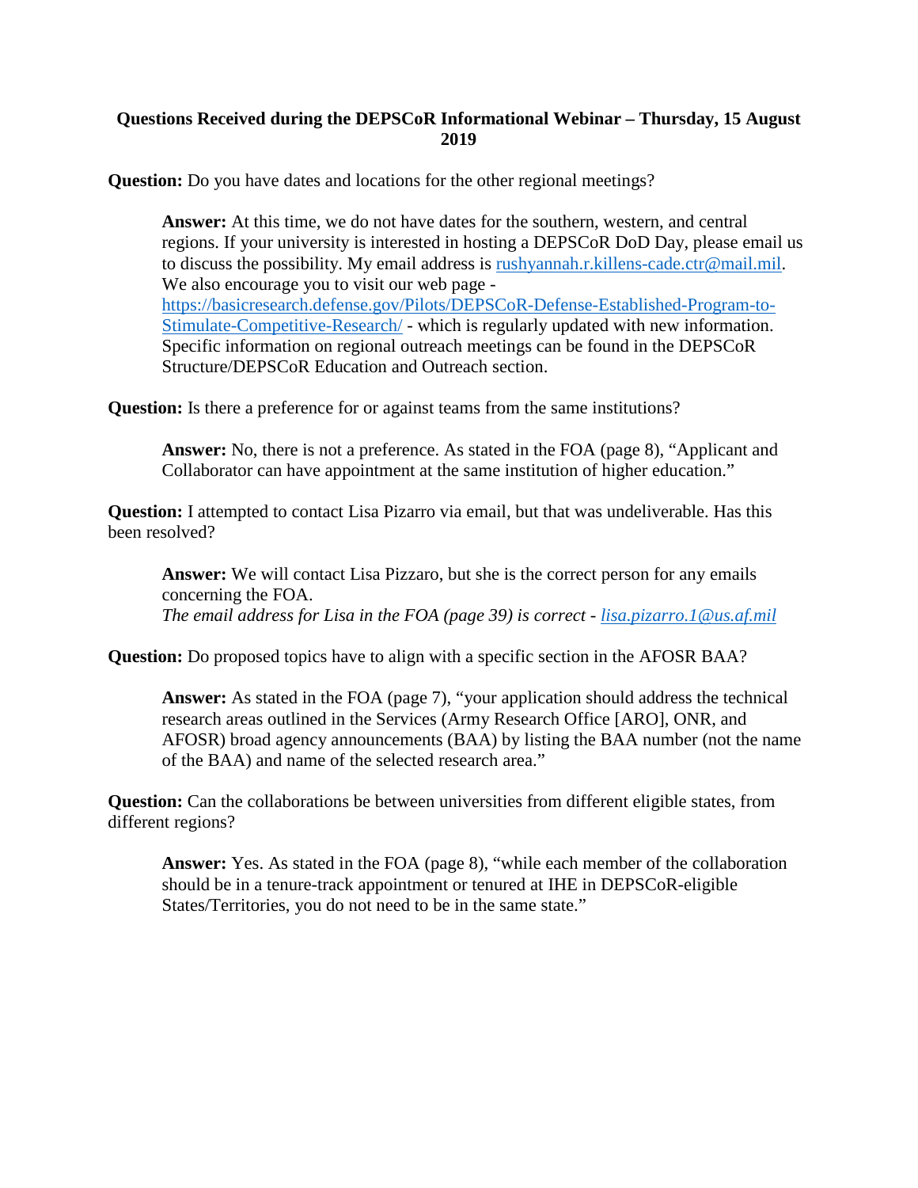**Questions Received during the DEPSCoR Informational Webinar – Thursday, 15 August 2019**

**Question:** Do you have dates and locations for the other regional meetings?

> **Answer:** At this time, we do not have dates for the southern, western, and central regions. If your university is interested in hosting a DEPSCoR DoD Day, please email us to discuss the possibility. My email address is rushyannah.r.killens-cade.ctr@mail.mil. We also encourage you to visit our web page - https://basicresearch.defense.gov/Pilots/DEPSCoR-Defense-Established-Program-to-Stimulate-Competitive-Research/ - which is regularly updated with new information. Specific information on regional outreach meetings can be found in the DEPSCoR Structure/DEPSCoR Education and Outreach section.

**Question:** Is there a preference for or against teams from the same institutions?

> **Answer:** No, there is not a preference. As stated in the FOA (page 8), "Applicant and Collaborator can have appointment at the same institution of higher education."

**Question:** I attempted to contact Lisa Pizarro via email, but that was undeliverable. Has this been resolved?

> **Answer:** We will contact Lisa Pizzaro, but she is the correct person for any emails concerning the FOA.
> *The email address for Lisa in the FOA (page 39) is correct - lisa.pizarro.1@us.af.mil*

**Question:** Do proposed topics have to align with a specific section in the AFOSR BAA?

> **Answer:** As stated in the FOA (page 7), "your application should address the technical research areas outlined in the Services (Army Research Office [ARO], ONR, and AFOSR) broad agency announcements (BAA) by listing the BAA number (not the name of the BAA) and name of the selected research area."

**Question:** Can the collaborations be between universities from different eligible states, from different regions?

> **Answer:** Yes. As stated in the FOA (page 8), "while each member of the collaboration should be in a tenure-track appointment or tenured at IHE in DEPSCoR-eligible States/Territories, you do not need to be in the same state."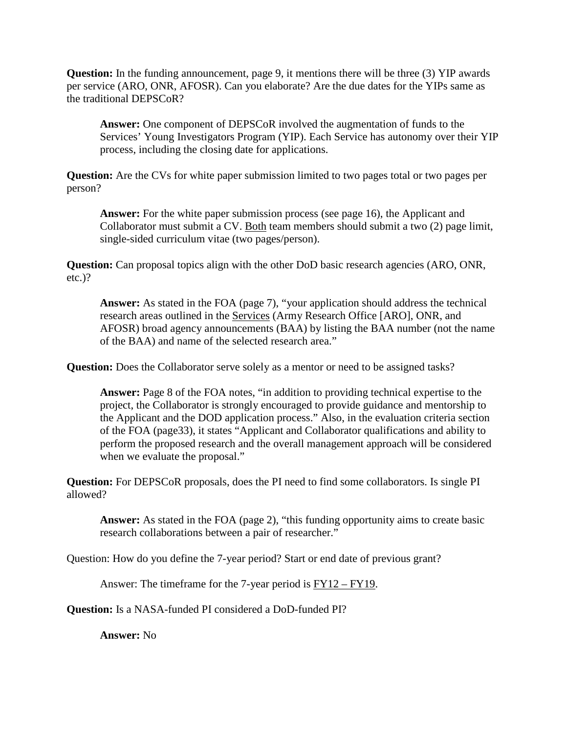**Question:** In the funding announcement, page 9, it mentions there will be three (3) YIP awards per service (ARO, ONR, AFOSR). Can you elaborate? Are the due dates for the YIPs same as the traditional DEPSCoR?

> **Answer:** One component of DEPSCoR involved the augmentation of funds to the Services' Young Investigators Program (YIP). Each Service has autonomy over their YIP process, including the closing date for applications.

**Question:** Are the CVs for white paper submission limited to two pages total or two pages per person?

> **Answer:** For the white paper submission process (see page 16), the Applicant and Collaborator must submit a CV. <u>Both</u> team members should submit a two (2) page limit, single-sided curriculum vitae (two pages/person).

**Question:** Can proposal topics align with the other DoD basic research agencies (ARO, ONR, etc.)?

> **Answer:** As stated in the FOA (page 7), "your application should address the technical research areas outlined in the <u>Services</u> (Army Research Office [ARO], ONR, and AFOSR) broad agency announcements (BAA) by listing the BAA number (not the name of the BAA) and name of the selected research area."

**Question:** Does the Collaborator serve solely as a mentor or need to be assigned tasks?

> **Answer:** Page 8 of the FOA notes, "in addition to providing technical expertise to the project, the Collaborator is strongly encouraged to provide guidance and mentorship to the Applicant and the DOD application process." Also, in the evaluation criteria section of the FOA (page33), it states "Applicant and Collaborator qualifications and ability to perform the proposed research and the overall management approach will be considered when we evaluate the proposal."

**Question:** For DEPSCoR proposals, does the PI need to find some collaborators. Is single PI allowed?

> **Answer:** As stated in the FOA (page 2), "this funding opportunity aims to create basic research collaborations between a pair of researcher."

Question: How do you define the 7-year period? Start or end date of previous grant?

> Answer: The timeframe for the 7-year period is <u>FY12 – FY19</u>.

**Question:** Is a NASA-funded PI considered a DoD-funded PI?

> **Answer:** No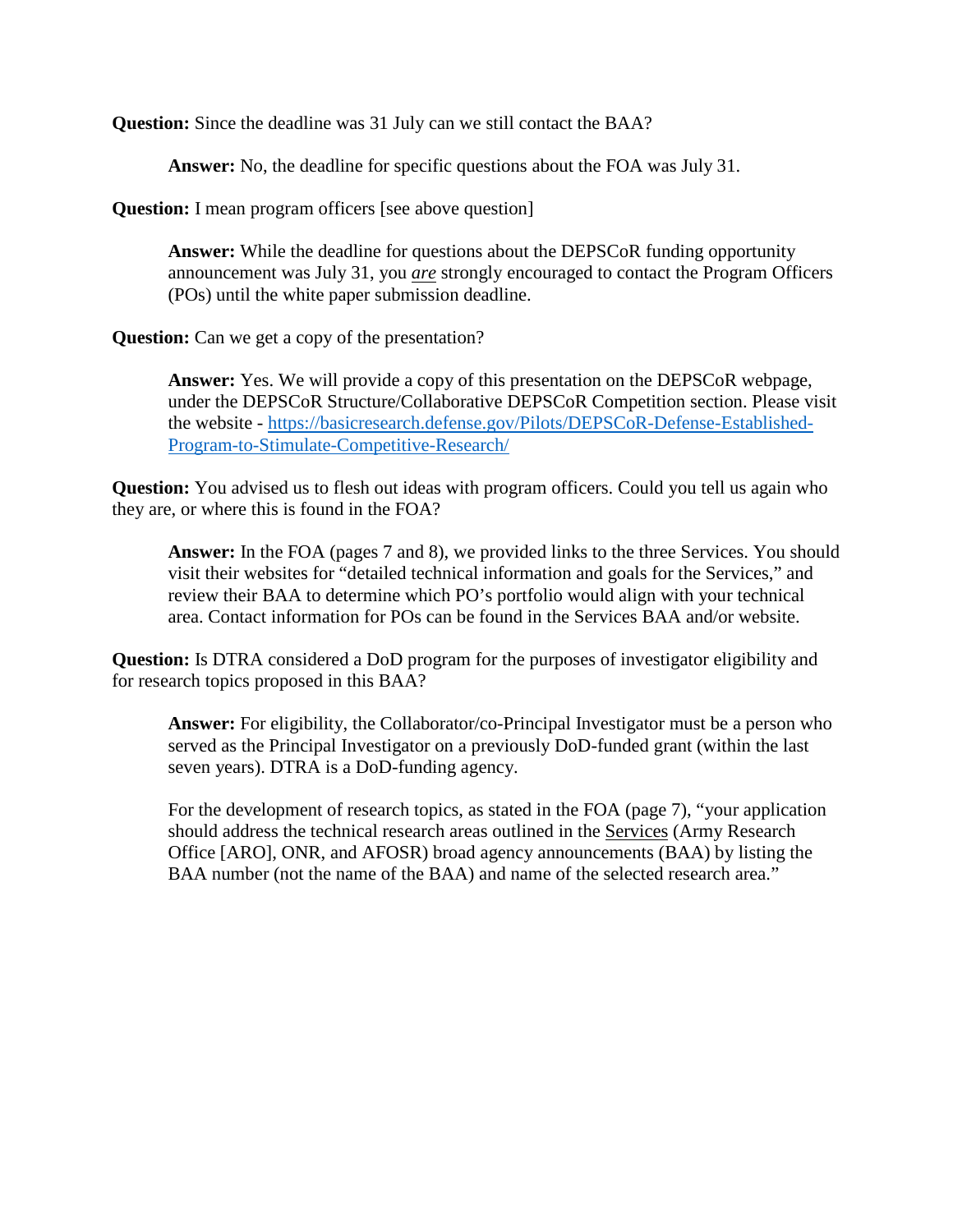**Question:** Since the deadline was 31 July can we still contact the BAA?

> **Answer:** No, the deadline for specific questions about the FOA was July 31.

**Question:** I mean program officers [see above question]

> **Answer:** While the deadline for questions about the DEPSCoR funding opportunity announcement was July 31, you ***are*** strongly encouraged to contact the Program Officers (POs) until the white paper submission deadline.

**Question:** Can we get a copy of the presentation?

> **Answer:** Yes. We will provide a copy of this presentation on the DEPSCoR webpage, under the DEPSCoR Structure/Collaborative DEPSCoR Competition section. Please visit the website - [https://basicresearch.defense.gov/Pilots/DEPSCoR-Defense-Established-Program-to-Stimulate-Competitive-Research/](https://basicresearch.defense.gov/Pilots/DEPSCoR-Defense-Established-Program-to-Stimulate-Competitive-Research/)

**Question:** You advised us to flesh out ideas with program officers. Could you tell us again who they are, or where this is found in the FOA?

> **Answer:** In the FOA (pages 7 and 8), we provided links to the three Services. You should visit their websites for "detailed technical information and goals for the Services," and review their BAA to determine which PO's portfolio would align with your technical area. Contact information for POs can be found in the Services BAA and/or website.

**Question:** Is DTRA considered a DoD program for the purposes of investigator eligibility and for research topics proposed in this BAA?

> **Answer:** For eligibility, the Collaborator/co-Principal Investigator must be a person who served as the Principal Investigator on a previously DoD-funded grant (within the last seven years). DTRA is a DoD-funding agency.
>
> For the development of research topics, as stated in the FOA (page 7), "your application should address the technical research areas outlined in the Services (Army Research Office [ARO], ONR, and AFOSR) broad agency announcements (BAA) by listing the BAA number (not the name of the BAA) and name of the selected research area."